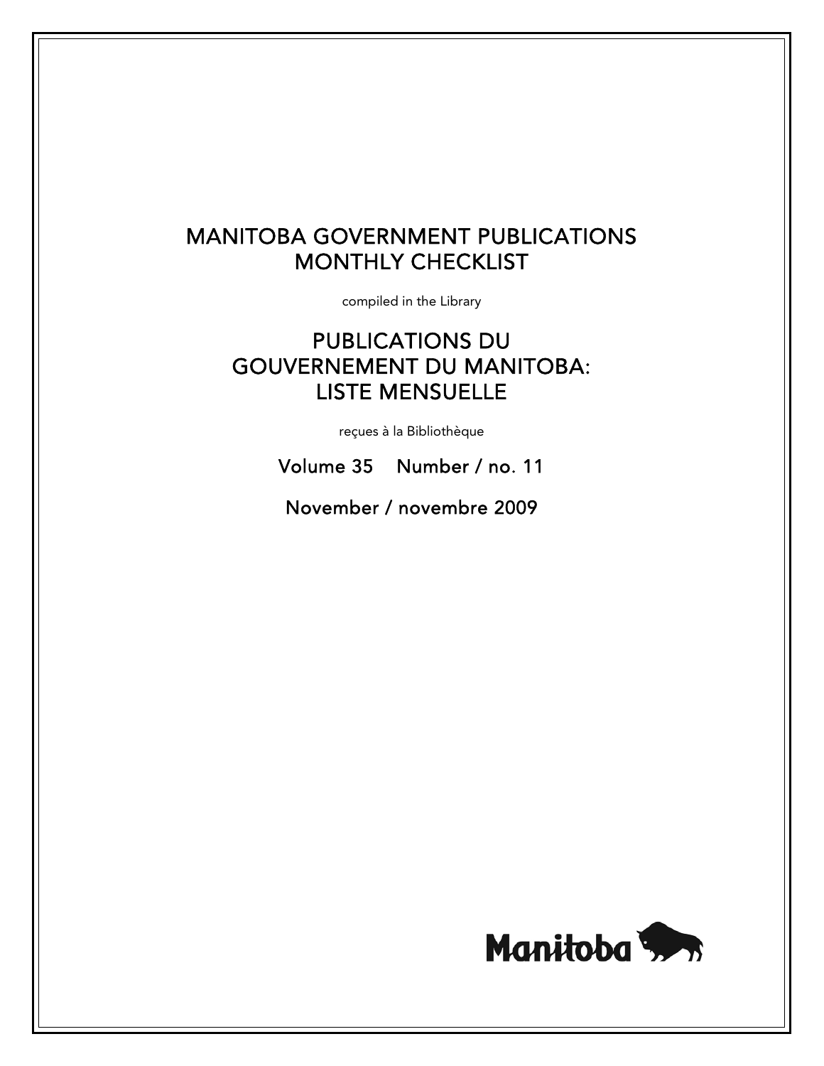# MANITOBA GOVERNMENT PUBLICATIONS MONTHLY CHECKLIST

compiled in the Library

# PUBLICATIONS DU GOUVERNEMENT DU MANITOBA: LISTE MENSUELLE

reçues à la Bibliothèque

## Volume 35 Number / no. 11

## November / novembre 2009

Manitoba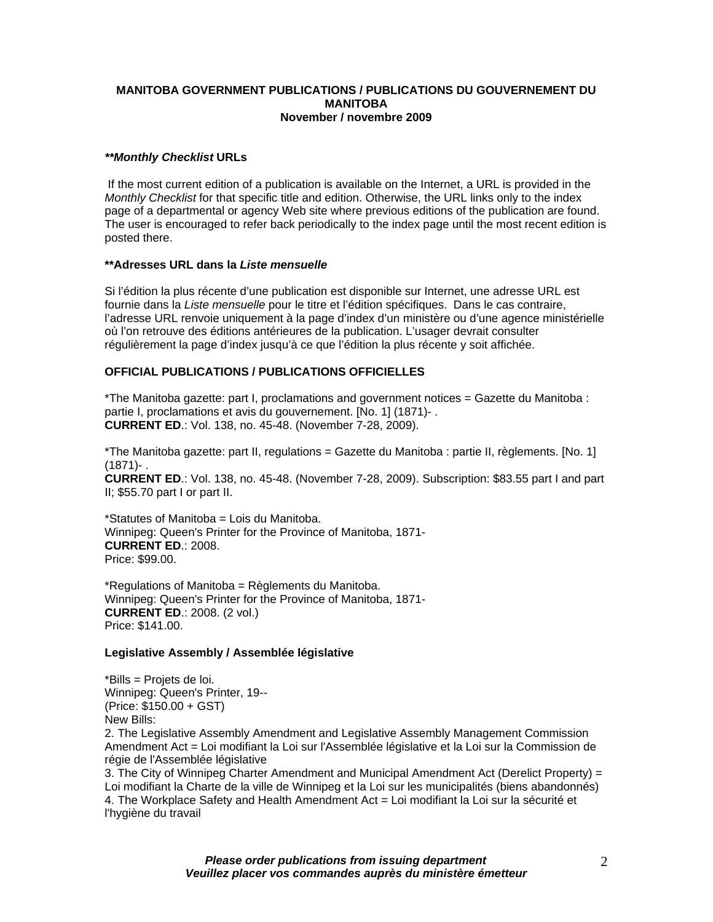**MANITOBA GOVERNMENT PUBLICATIONS / PUBLICATIONS DU GOUVERNEMENT DU MANITOBA**
**November / novembre 2009**

***\*\*Monthly Checklist* URLs**

If the most current edition of a publication is available on the Internet, a URL is provided in the *Monthly Checklist* for that specific title and edition. Otherwise, the URL links only to the index page of a departmental or agency Web site where previous editions of the publication are found. The user is encouraged to refer back periodically to the index page until the most recent edition is posted there.

**\*\*Adresses URL dans la *Liste mensuelle***

Si l'édition la plus récente d'une publication est disponible sur Internet, une adresse URL est fournie dans la *Liste mensuelle* pour le titre et l'édition spécifiques. Dans le cas contraire, l'adresse URL renvoie uniquement à la page d'index d'un ministère ou d'une agence ministérielle où l'on retrouve des éditions antérieures de la publication. L'usager devrait consulter régulièrement la page d'index jusqu'à ce que l'édition la plus récente y soit affichée.

**OFFICIAL PUBLICATIONS / PUBLICATIONS OFFICIELLES**

*The Manitoba gazette: part I, proclamations and government notices = Gazette du Manitoba : partie I, proclamations et avis du gouvernement. [No. 1] (1871)- .
**CURRENT ED**.: Vol. 138, no. 45-48. (November 7-28, 2009).

*The Manitoba gazette: part II, regulations = Gazette du Manitoba : partie II, règlements. [No. 1] (1871)- .
**CURRENT ED**.: Vol. 138, no. 45-48. (November 7-28, 2009). Subscription: $83.55 part I and part II; $55.70 part I or part II.

*Statutes of Manitoba = Lois du Manitoba.
Winnipeg: Queen's Printer for the Province of Manitoba, 1871-
**CURRENT ED**.: 2008.
Price: $99.00.

*Regulations of Manitoba = Règlements du Manitoba.
Winnipeg: Queen's Printer for the Province of Manitoba, 1871-
**CURRENT ED**.: 2008. (2 vol.)
Price: $141.00.

**Legislative Assembly / Assemblée législative**

*Bills = Projets de loi.
Winnipeg: Queen's Printer, 19--
(Price: $150.00 + GST)
New Bills:
2. The Legislative Assembly Amendment and Legislative Assembly Management Commission Amendment Act = Loi modifiant la Loi sur l'Assemblée législative et la Loi sur la Commission de régie de l'Assemblée législative
3. The City of Winnipeg Charter Amendment and Municipal Amendment Act (Derelict Property) = Loi modifiant la Charte de la ville de Winnipeg et la Loi sur les municipalités (biens abandonnés)
4. The Workplace Safety and Health Amendment Act = Loi modifiant la Loi sur la sécurité et l'hygiène du travail

***Please order publications from issuing department***
***Veuillez placer vos commandes auprès du ministère émetteur***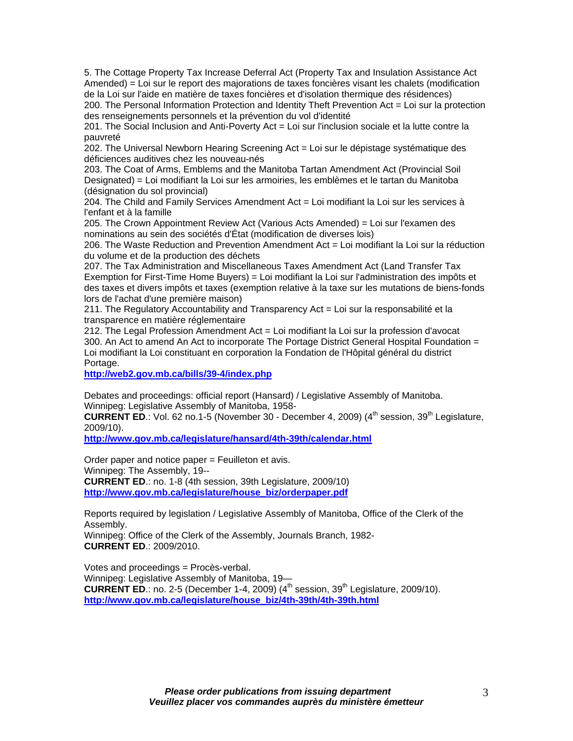5. The Cottage Property Tax Increase Deferral Act (Property Tax and Insulation Assistance Act Amended) = Loi sur le report des majorations de taxes foncières visant les chalets (modification de la Loi sur l'aide en matière de taxes foncières et d'isolation thermique des résidences)
200. The Personal Information Protection and Identity Theft Prevention Act = Loi sur la protection des renseignements personnels et la prévention du vol d'identité
201. The Social Inclusion and Anti-Poverty Act = Loi sur l'inclusion sociale et la lutte contre la pauvreté
202. The Universal Newborn Hearing Screening Act = Loi sur le dépistage systématique des déficiences auditives chez les nouveau-nés
203. The Coat of Arms, Emblems and the Manitoba Tartan Amendment Act (Provincial Soil Designated) = Loi modifiant la Loi sur les armoiries, les emblèmes et le tartan du Manitoba (désignation du sol provincial)
204. The Child and Family Services Amendment Act = Loi modifiant la Loi sur les services à l'enfant et à la famille
205. The Crown Appointment Review Act (Various Acts Amended) = Loi sur l'examen des nominations au sein des sociétés d'État (modification de diverses lois)
206. The Waste Reduction and Prevention Amendment Act = Loi modifiant la Loi sur la réduction du volume et de la production des déchets
207. The Tax Administration and Miscellaneous Taxes Amendment Act (Land Transfer Tax Exemption for First-Time Home Buyers) = Loi modifiant la Loi sur l'administration des impôts et des taxes et divers impôts et taxes (exemption relative à la taxe sur les mutations de biens-fonds lors de l'achat d'une première maison)
211. The Regulatory Accountability and Transparency Act = Loi sur la responsabilité et la transparence en matière réglementaire
212. The Legal Profession Amendment Act = Loi modifiant la Loi sur la profession d'avocat
300. An Act to amend An Act to incorporate The Portage District General Hospital Foundation = Loi modifiant la Loi constituant en corporation la Fondation de l'Hôpital général du district Portage.
http://web2.gov.mb.ca/bills/39-4/index.php

Debates and proceedings: official report (Hansard) / Legislative Assembly of Manitoba.
Winnipeg: Legislative Assembly of Manitoba, 1958-
**CURRENT ED**.: Vol. 62 no.1-5 (November 30 - December 4, 2009) (4th session, 39th Legislature, 2009/10).
http://www.gov.mb.ca/legislature/hansard/4th-39th/calendar.html

Order paper and notice paper = Feuilleton et avis.
Winnipeg: The Assembly, 19--
**CURRENT ED**.: no. 1-8 (4th session, 39th Legislature, 2009/10)
http://www.gov.mb.ca/legislature/house_biz/orderpaper.pdf

Reports required by legislation / Legislative Assembly of Manitoba, Office of the Clerk of the Assembly.
Winnipeg: Office of the Clerk of the Assembly, Journals Branch, 1982-
**CURRENT ED**.: 2009/2010.

Votes and proceedings = Procès-verbal.
Winnipeg: Legislative Assembly of Manitoba, 19—
**CURRENT ED**.: no. 2-5 (December 1-4, 2009) (4th session, 39th Legislature, 2009/10).
http://www.gov.mb.ca/legislature/house_biz/4th-39th/4th-39th.html

***Please order publications from issuing department***
***Veuillez placer vos commandes auprès du ministère émetteur***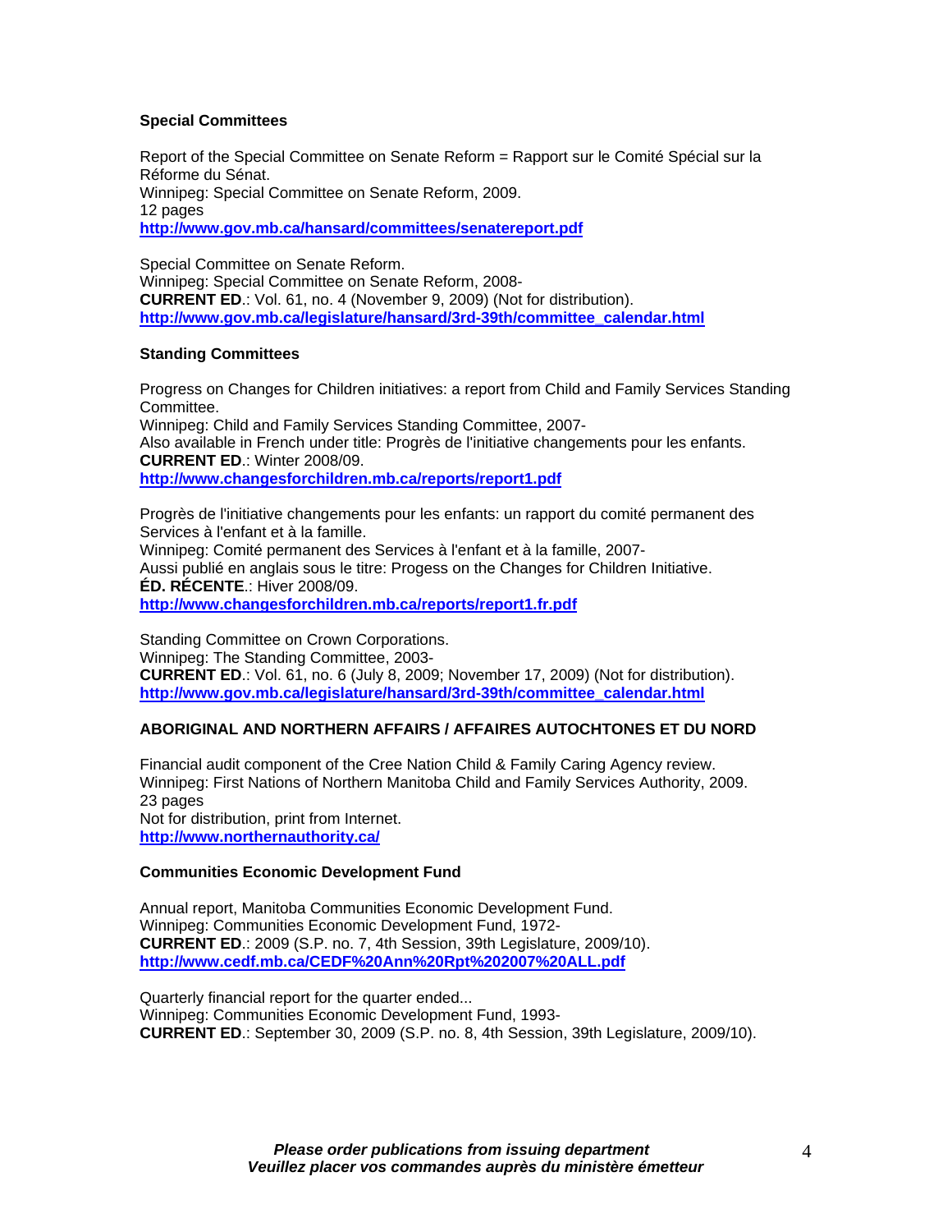**Special Committees**

Report of the Special Committee on Senate Reform = Rapport sur le Comité Spécial sur la Réforme du Sénat.
Winnipeg: Special Committee on Senate Reform, 2009.
12 pages
**http://www.gov.mb.ca/hansard/committees/senatereport.pdf**

Special Committee on Senate Reform.
Winnipeg: Special Committee on Senate Reform, 2008-
**CURRENT ED**.: Vol. 61, no. 4 (November 9, 2009) (Not for distribution).
**http://www.gov.mb.ca/legislature/hansard/3rd-39th/committee_calendar.html**

**Standing Committees**

Progress on Changes for Children initiatives: a report from Child and Family Services Standing Committee.
Winnipeg: Child and Family Services Standing Committee, 2007-
Also available in French under title: Progrès de l'initiative changements pour les enfants.
**CURRENT ED**.: Winter 2008/09.
**http://www.changesforchildren.mb.ca/reports/report1.pdf**

Progrès de l'initiative changements pour les enfants: un rapport du comité permanent des Services à l'enfant et à la famille.
Winnipeg: Comité permanent des Services à l'enfant et à la famille, 2007-
Aussi publié en anglais sous le titre: Progess on the Changes for Children Initiative.
**ÉD. RÉCENTE**.: Hiver 2008/09.
**http://www.changesforchildren.mb.ca/reports/report1.fr.pdf**

Standing Committee on Crown Corporations.
Winnipeg: The Standing Committee, 2003-
**CURRENT ED**.: Vol. 61, no. 6 (July 8, 2009; November 17, 2009) (Not for distribution).
**http://www.gov.mb.ca/legislature/hansard/3rd-39th/committee_calendar.html**

**ABORIGINAL AND NORTHERN AFFAIRS / AFFAIRES AUTOCHTONES ET DU NORD**

Financial audit component of the Cree Nation Child & Family Caring Agency review.
Winnipeg: First Nations of Northern Manitoba Child and Family Services Authority, 2009.
23 pages
Not for distribution, print from Internet.
**http://www.northernauthority.ca/**

**Communities Economic Development Fund**

Annual report, Manitoba Communities Economic Development Fund.
Winnipeg: Communities Economic Development Fund, 1972-
**CURRENT ED**.: 2009 (S.P. no. 7, 4th Session, 39th Legislature, 2009/10).
**http://www.cedf.mb.ca/CEDF%20Ann%20Rpt%202007%20ALL.pdf**

Quarterly financial report for the quarter ended...
Winnipeg: Communities Economic Development Fund, 1993-
**CURRENT ED**.: September 30, 2009 (S.P. no. 8, 4th Session, 39th Legislature, 2009/10).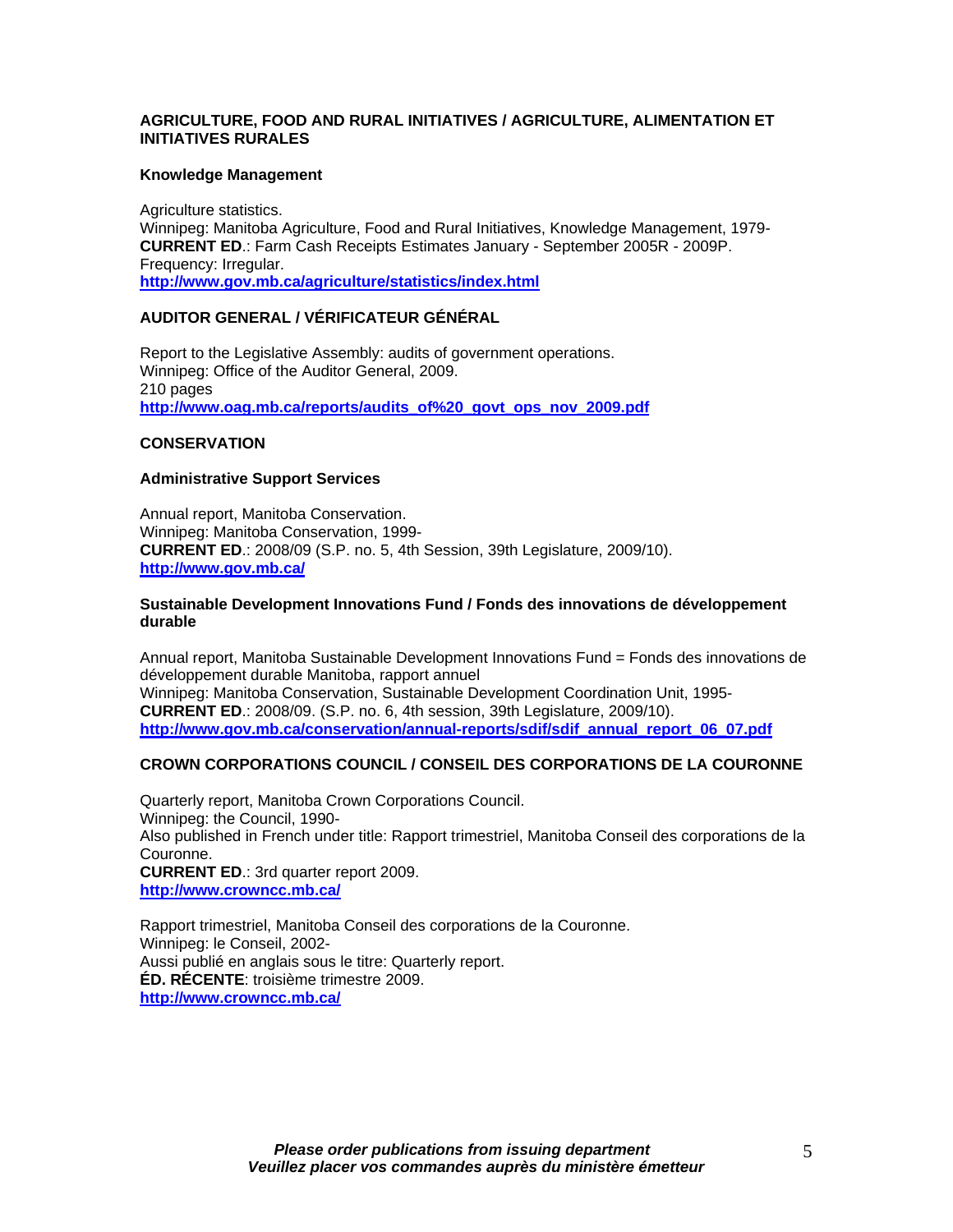### AGRICULTURE, FOOD AND RURAL INITIATIVES / AGRICULTURE, ALIMENTATION ET INITIATIVES RURALES

#### Knowledge Management

Agriculture statistics.
Winnipeg: Manitoba Agriculture, Food and Rural Initiatives, Knowledge Management, 1979-
**CURRENT ED**.: Farm Cash Receipts Estimates January - September 2005R - 2009P.
Frequency: Irregular.
**http://www.gov.mb.ca/agriculture/statistics/index.html**

### AUDITOR GENERAL / VÉRIFICATEUR GÉNÉRAL

Report to the Legislative Assembly: audits of government operations.
Winnipeg: Office of the Auditor General, 2009.
210 pages
**http://www.oag.mb.ca/reports/audits_of%20_govt_ops_nov_2009.pdf**

### CONSERVATION

#### Administrative Support Services

Annual report, Manitoba Conservation.
Winnipeg: Manitoba Conservation, 1999-
**CURRENT ED**.: 2008/09 (S.P. no. 5, 4th Session, 39th Legislature, 2009/10).
**http://www.gov.mb.ca/**

#### Sustainable Development Innovations Fund / Fonds des innovations de développement durable

Annual report, Manitoba Sustainable Development Innovations Fund = Fonds des innovations de développement durable Manitoba, rapport annuel
Winnipeg: Manitoba Conservation, Sustainable Development Coordination Unit, 1995-
**CURRENT ED**.: 2008/09. (S.P. no. 6, 4th session, 39th Legislature, 2009/10).
**http://www.gov.mb.ca/conservation/annual-reports/sdif/sdif_annual_report_06_07.pdf**

### CROWN CORPORATIONS COUNCIL / CONSEIL DES CORPORATIONS DE LA COURONNE

Quarterly report, Manitoba Crown Corporations Council.
Winnipeg: the Council, 1990-
Also published in French under title: Rapport trimestriel, Manitoba Conseil des corporations de la Couronne.
**CURRENT ED**.: 3rd quarter report 2009.
**http://www.crowncc.mb.ca/**

Rapport trimestriel, Manitoba Conseil des corporations de la Couronne.
Winnipeg: le Conseil, 2002-
Aussi publié en anglais sous le titre: Quarterly report.
**ÉD. RÉCENTE**: troisième trimestre 2009.
**http://www.crowncc.mb.ca/**

***Please order publications from issuing department***
***Veuillez placer vos commandes auprès du ministère émetteur***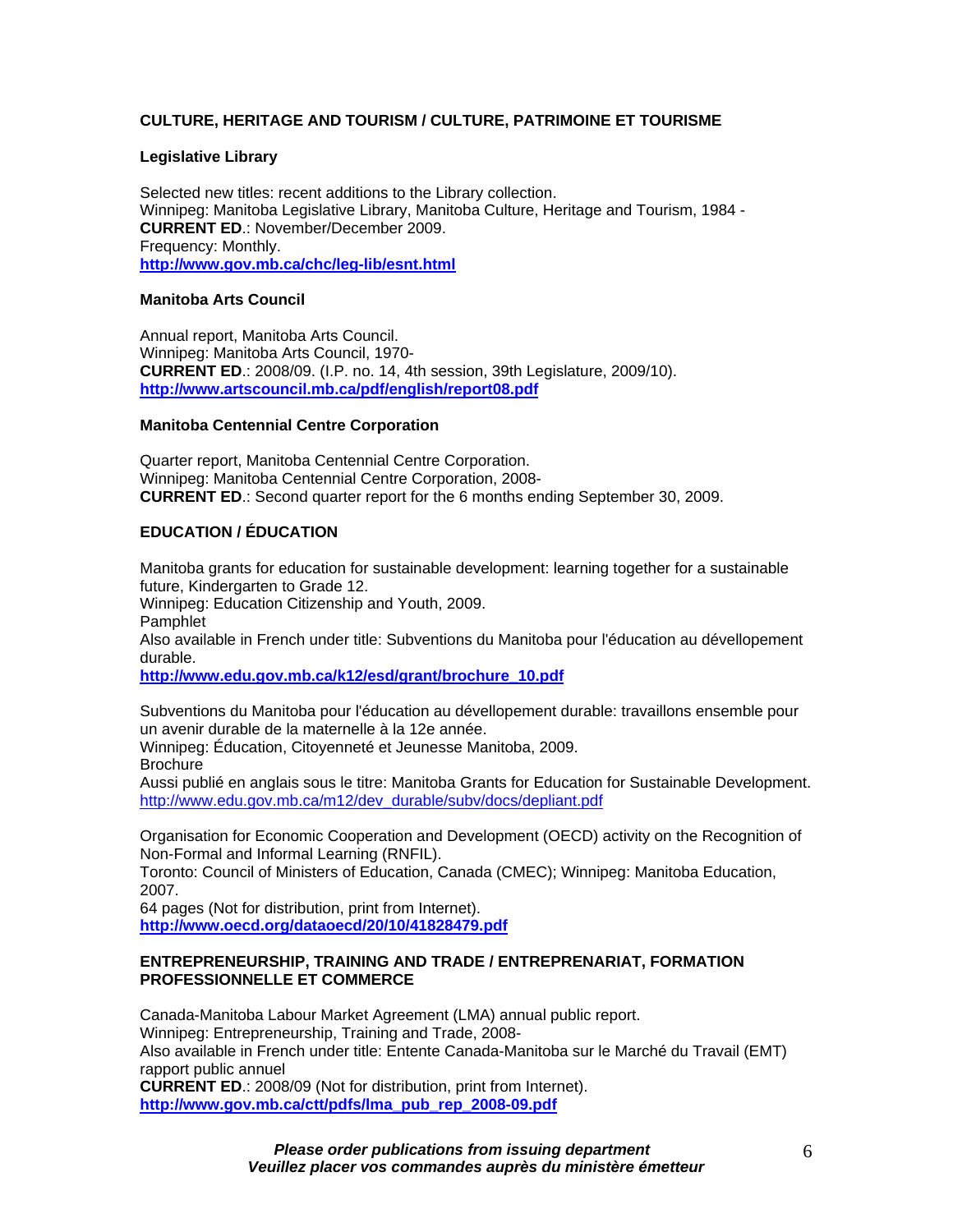## CULTURE, HERITAGE AND TOURISM / CULTURE, PATRIMOINE ET TOURISME

### Legislative Library

Selected new titles: recent additions to the Library collection.
Winnipeg: Manitoba Legislative Library, Manitoba Culture, Heritage and Tourism, 1984 -
**CURRENT ED**.: November/December 2009.
Frequency: Monthly.
**http://www.gov.mb.ca/chc/leg-lib/esnt.html**

### Manitoba Arts Council

Annual report, Manitoba Arts Council.
Winnipeg: Manitoba Arts Council, 1970-
**CURRENT ED**.: 2008/09. (I.P. no. 14, 4th session, 39th Legislature, 2009/10).
**http://www.artscouncil.mb.ca/pdf/english/report08.pdf**

### Manitoba Centennial Centre Corporation

Quarter report, Manitoba Centennial Centre Corporation.
Winnipeg: Manitoba Centennial Centre Corporation, 2008-
**CURRENT ED**.: Second quarter report for the 6 months ending September 30, 2009.

## EDUCATION / ÉDUCATION

Manitoba grants for education for sustainable development: learning together for a sustainable future, Kindergarten to Grade 12.
Winnipeg: Education Citizenship and Youth, 2009.
Pamphlet
Also available in French under title: Subventions du Manitoba pour l'éducation au dévellopement durable.
**http://www.edu.gov.mb.ca/k12/esd/grant/brochure_10.pdf**

Subventions du Manitoba pour l'éducation au dévellopement durable: travaillons ensemble pour un avenir durable de la maternelle à la 12e année.
Winnipeg: Éducation, Citoyenneté et Jeunesse Manitoba, 2009.
Brochure
Aussi publié en anglais sous le titre: Manitoba Grants for Education for Sustainable Development.
http://www.edu.gov.mb.ca/m12/dev_durable/subv/docs/depliant.pdf

Organisation for Economic Cooperation and Development (OECD) activity on the Recognition of Non-Formal and Informal Learning (RNFIL).
Toronto: Council of Ministers of Education, Canada (CMEC); Winnipeg: Manitoba Education, 2007.
64 pages (Not for distribution, print from Internet).
**http://www.oecd.org/dataoecd/20/10/41828479.pdf**

## ENTREPRENEURSHIP, TRAINING AND TRADE / ENTREPRENARIAT, FORMATION PROFESSIONNELLE ET COMMERCE

Canada-Manitoba Labour Market Agreement (LMA) annual public report.
Winnipeg: Entrepreneurship, Training and Trade, 2008-
Also available in French under title: Entente Canada-Manitoba sur le Marché du Travail (EMT) rapport public annuel
**CURRENT ED**.: 2008/09 (Not for distribution, print from Internet).
**http://www.gov.mb.ca/ctt/pdfs/lma_pub_rep_2008-09.pdf**

***Please order publications from issuing department***
***Veuillez placer vos commandes auprès du ministère émetteur***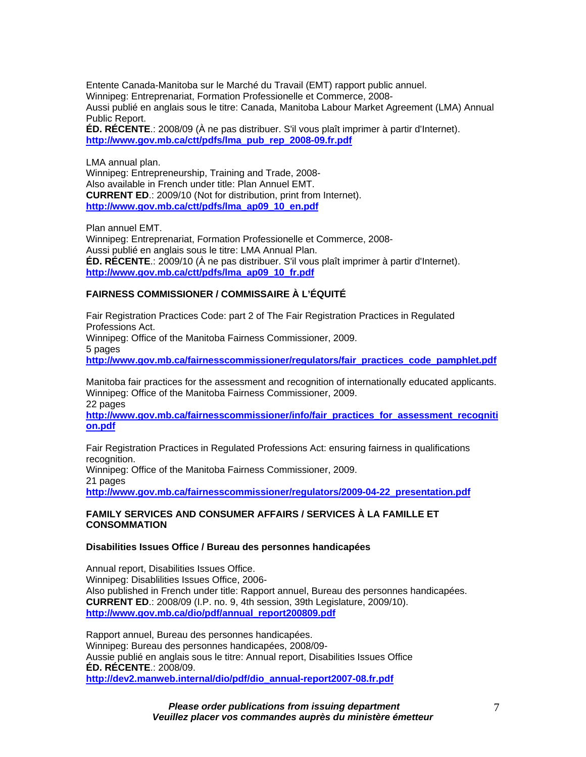Entente Canada-Manitoba sur le Marché du Travail (EMT) rapport public annuel.
Winnipeg: Entreprenariat, Formation Professionelle et Commerce, 2008-
Aussi publié en anglais sous le titre: Canada, Manitoba Labour Market Agreement (LMA) Annual Public Report.
**ÉD. RÉCENTE**.: 2008/09 (À ne pas distribuer. S'il vous plaît imprimer à partir d'Internet).
**http://www.gov.mb.ca/ctt/pdfs/lma_pub_rep_2008-09.fr.pdf**

LMA annual plan.
Winnipeg: Entrepreneurship, Training and Trade, 2008-
Also available in French under title: Plan Annuel EMT.
**CURRENT ED**.: 2009/10 (Not for distribution, print from Internet).
**http://www.gov.mb.ca/ctt/pdfs/lma_ap09_10_en.pdf**

Plan annuel EMT.
Winnipeg: Entreprenariat, Formation Professionelle et Commerce, 2008-
Aussi publié en anglais sous le titre: LMA Annual Plan.
**ÉD. RÉCENTE**.: 2009/10 (À ne pas distribuer. S'il vous plaît imprimer à partir d'Internet).
**http://www.gov.mb.ca/ctt/pdfs/lma_ap09_10_fr.pdf**

## FAIRNESS COMMISSIONER / COMMISSAIRE À L'ÉQUITÉ

Fair Registration Practices Code: part 2 of The Fair Registration Practices in Regulated Professions Act.
Winnipeg: Office of the Manitoba Fairness Commissioner, 2009.
5 pages
**http://www.gov.mb.ca/fairnesscommissioner/regulators/fair_practices_code_pamphlet.pdf**

Manitoba fair practices for the assessment and recognition of internationally educated applicants.
Winnipeg: Office of the Manitoba Fairness Commissioner, 2009.
22 pages
**http://www.gov.mb.ca/fairnesscommissioner/info/fair_practices_for_assessment_recognition.pdf**

Fair Registration Practices in Regulated Professions Act: ensuring fairness in qualifications recognition.
Winnipeg: Office of the Manitoba Fairness Commissioner, 2009.
21 pages
**http://www.gov.mb.ca/fairnesscommissioner/regulators/2009-04-22_presentation.pdf**

## FAMILY SERVICES AND CONSUMER AFFAIRS / SERVICES À LA FAMILLE ET CONSOMMATION

### Disabilities Issues Office / Bureau des personnes handicapées

Annual report, Disabilities Issues Office.
Winnipeg: Disablilities Issues Office, 2006-
Also published in French under title: Rapport annuel, Bureau des personnes handicapées.
**CURRENT ED**.: 2008/09 (I.P. no. 9, 4th session, 39th Legislature, 2009/10).
**http://www.gov.mb.ca/dio/pdf/annual_report200809.pdf**

Rapport annuel, Bureau des personnes handicapées.
Winnipeg: Bureau des personnes handicapées, 2008/09-
Aussie publié en anglais sous le titre: Annual report, Disabilities Issues Office
**ÉD. RÉCENTE**.: 2008/09.
**http://dev2.manweb.internal/dio/pdf/dio_annual-report2007-08.fr.pdf**

***Please order publications from issuing department***
***Veuillez placer vos commandes auprès du ministère émetteur***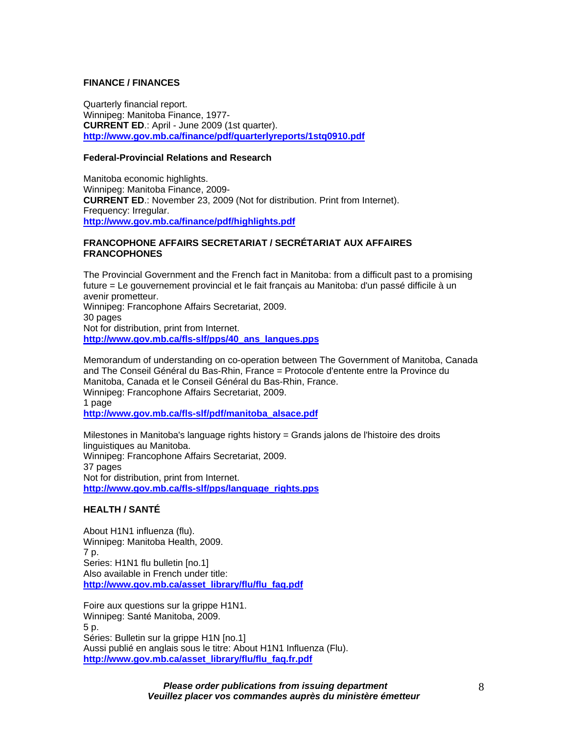### FINANCE / FINANCES

Quarterly financial report.
Winnipeg: Manitoba Finance, 1977-
**CURRENT ED**.: April - June 2009 (1st quarter).
**http://www.gov.mb.ca/finance/pdf/quarterlyreports/1stq0910.pdf**

#### Federal-Provincial Relations and Research

Manitoba economic highlights.
Winnipeg: Manitoba Finance, 2009-
**CURRENT ED**.: November 23, 2009 (Not for distribution. Print from Internet).
Frequency: Irregular.
**http://www.gov.mb.ca/finance/pdf/highlights.pdf**

### FRANCOPHONE AFFAIRS SECRETARIAT / SECRÉTARIAT AUX AFFAIRES FRANCOPHONES

The Provincial Government and the French fact in Manitoba: from a difficult past to a promising future = Le gouvernement provincial et le fait français au Manitoba: d'un passé difficile à un avenir prometteur.
Winnipeg: Francophone Affairs Secretariat, 2009.
30 pages
Not for distribution, print from Internet.
**http://www.gov.mb.ca/fls-slf/pps/40_ans_langues.pps**

Memorandum of understanding on co-operation between The Government of Manitoba, Canada and The Conseil Général du Bas-Rhin, France = Protocole d'entente entre la Province du Manitoba, Canada et le Conseil Général du Bas-Rhin, France.
Winnipeg: Francophone Affairs Secretariat, 2009.
1 page
**http://www.gov.mb.ca/fls-slf/pdf/manitoba_alsace.pdf**

Milestones in Manitoba's language rights history = Grands jalons de l'histoire des droits linguistiques au Manitoba.
Winnipeg: Francophone Affairs Secretariat, 2009.
37 pages
Not for distribution, print from Internet.
**http://www.gov.mb.ca/fls-slf/pps/language_rights.pps**

### HEALTH / SANTÉ

About H1N1 influenza (flu).
Winnipeg: Manitoba Health, 2009.
7 p.
Series: H1N1 flu bulletin [no.1]
Also available in French under title:
**http://www.gov.mb.ca/asset_library/flu/flu_faq.pdf**

Foire aux questions sur la grippe H1N1.
Winnipeg: Santé Manitoba, 2009.
5 p.
Séries: Bulletin sur la grippe H1N [no.1]
Aussi publié en anglais sous le titre: About H1N1 Influenza (Flu).
**http://www.gov.mb.ca/asset_library/flu/flu_faq.fr.pdf**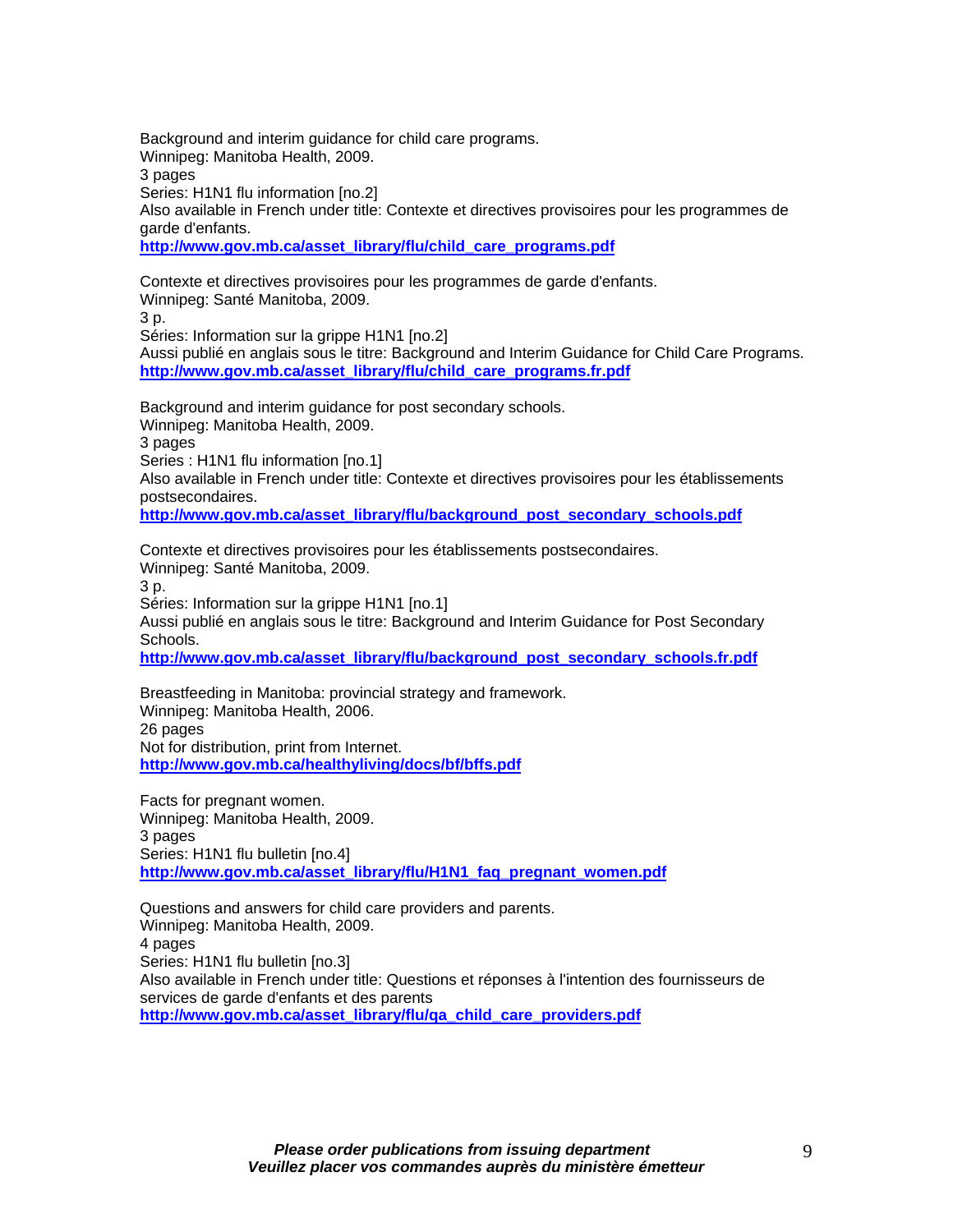Background and interim guidance for child care programs.
Winnipeg: Manitoba Health, 2009.
3 pages
Series: H1N1 flu information [no.2]
Also available in French under title: Contexte et directives provisoires pour les programmes de garde d'enfants.
**http://www.gov.mb.ca/asset_library/flu/child_care_programs.pdf**

Contexte et directives provisoires pour les programmes de garde d'enfants.
Winnipeg: Santé Manitoba, 2009.
3 p.
Séries: Information sur la grippe H1N1 [no.2]
Aussi publié en anglais sous le titre: Background and Interim Guidance for Child Care Programs.
**http://www.gov.mb.ca/asset_library/flu/child_care_programs.fr.pdf**

Background and interim guidance for post secondary schools.
Winnipeg: Manitoba Health, 2009.
3 pages
Series : H1N1 flu information [no.1]
Also available in French under title: Contexte et directives provisoires pour les établissements postsecondaires.
**http://www.gov.mb.ca/asset_library/flu/background_post_secondary_schools.pdf**

Contexte et directives provisoires pour les établissements postsecondaires.
Winnipeg: Santé Manitoba, 2009.
3 p.
Séries: Information sur la grippe H1N1 [no.1]
Aussi publié en anglais sous le titre: Background and Interim Guidance for Post Secondary Schools.
**http://www.gov.mb.ca/asset_library/flu/background_post_secondary_schools.fr.pdf**

Breastfeeding in Manitoba: provincial strategy and framework.
Winnipeg: Manitoba Health, 2006.
26 pages
Not for distribution, print from Internet.
**http://www.gov.mb.ca/healthyliving/docs/bf/bffs.pdf**

Facts for pregnant women.
Winnipeg: Manitoba Health, 2009.
3 pages
Series: H1N1 flu bulletin [no.4]
**http://www.gov.mb.ca/asset_library/flu/H1N1_faq_pregnant_women.pdf**

Questions and answers for child care providers and parents.
Winnipeg: Manitoba Health, 2009.
4 pages
Series: H1N1 flu bulletin [no.3]
Also available in French under title: Questions et réponses à l'intention des fournisseurs de services de garde d'enfants et des parents
**http://www.gov.mb.ca/asset_library/flu/qa_child_care_providers.pdf**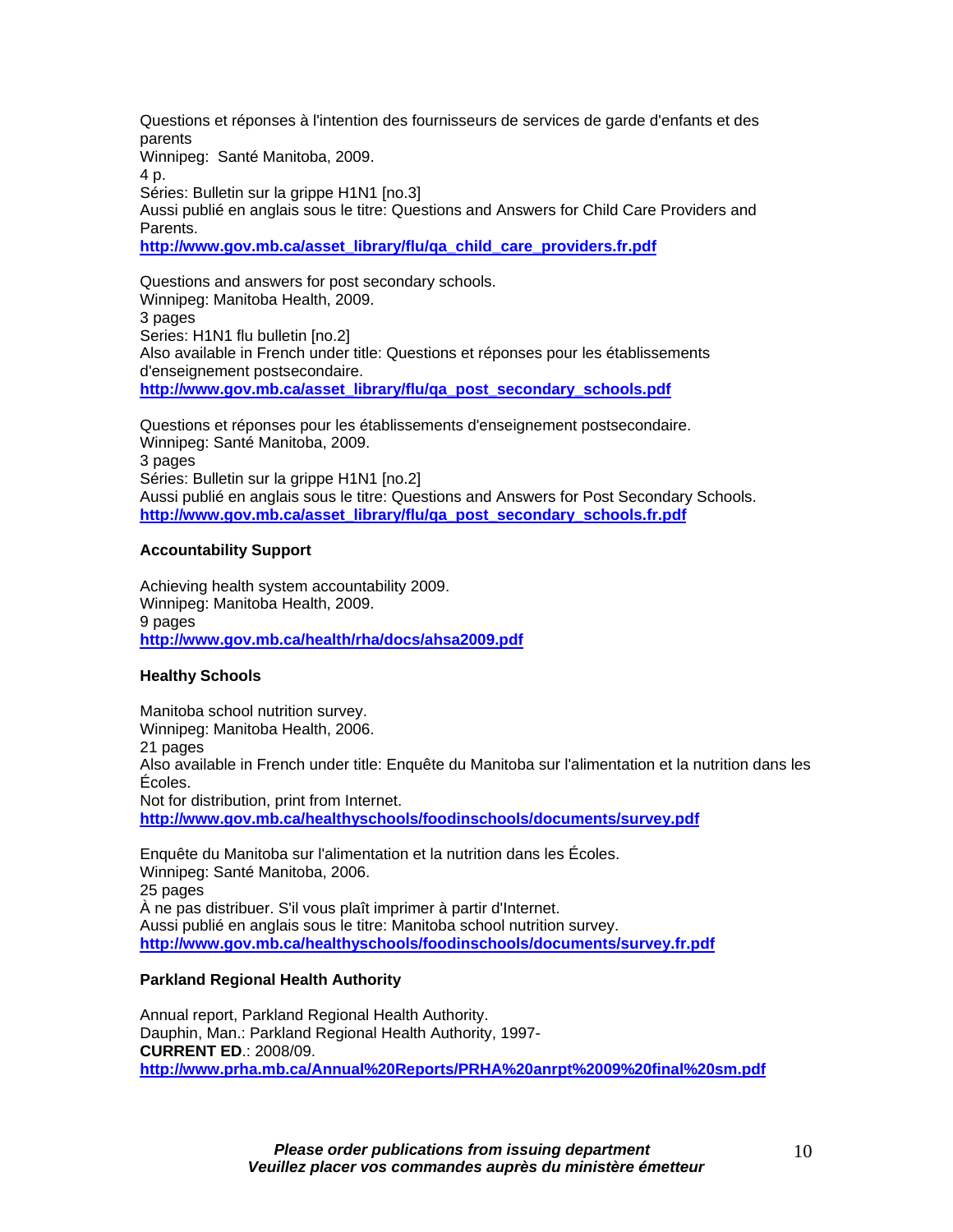Questions et réponses à l'intention des fournisseurs de services de garde d'enfants et des parents
Winnipeg:  Santé Manitoba, 2009.
4 p.
Séries: Bulletin sur la grippe H1N1 [no.3]
Aussi publié en anglais sous le titre: Questions and Answers for Child Care Providers and Parents.
[http://www.gov.mb.ca/asset_library/flu/qa_child_care_providers.fr.pdf](http://www.gov.mb.ca/asset_library/flu/qa_child_care_providers.fr.pdf)

Questions and answers for post secondary schools.
Winnipeg: Manitoba Health, 2009.
3 pages
Series: H1N1 flu bulletin [no.2]
Also available in French under title: Questions et réponses pour les établissements d'enseignement postsecondaire.
[http://www.gov.mb.ca/asset_library/flu/qa_post_secondary_schools.pdf](http://www.gov.mb.ca/asset_library/flu/qa_post_secondary_schools.pdf)

Questions et réponses pour les établissements d'enseignement postsecondaire.
Winnipeg: Santé Manitoba, 2009.
3 pages
Séries: Bulletin sur la grippe H1N1 [no.2]
Aussi publié en anglais sous le titre: Questions and Answers for Post Secondary Schools.
[http://www.gov.mb.ca/asset_library/flu/qa_post_secondary_schools.fr.pdf](http://www.gov.mb.ca/asset_library/flu/qa_post_secondary_schools.fr.pdf)

**Accountability Support**

Achieving health system accountability 2009.
Winnipeg: Manitoba Health, 2009.
9 pages
[http://www.gov.mb.ca/health/rha/docs/ahsa2009.pdf](http://www.gov.mb.ca/health/rha/docs/ahsa2009.pdf)

**Healthy Schools**

Manitoba school nutrition survey.
Winnipeg: Manitoba Health, 2006.
21 pages
Also available in French under title: Enquête du Manitoba sur l'alimentation et la nutrition dans les Écoles.
Not for distribution, print from Internet.
[http://www.gov.mb.ca/healthyschools/foodinschools/documents/survey.pdf](http://www.gov.mb.ca/healthyschools/foodinschools/documents/survey.pdf)

Enquête du Manitoba sur l'alimentation et la nutrition dans les Écoles.
Winnipeg: Santé Manitoba, 2006.
25 pages
À ne pas distribuer. S'il vous plaît imprimer à partir d'Internet.
Aussi publié en anglais sous le titre: Manitoba school nutrition survey.
[http://www.gov.mb.ca/healthyschools/foodinschools/documents/survey.fr.pdf](http://www.gov.mb.ca/healthyschools/foodinschools/documents/survey.fr.pdf)

**Parkland Regional Health Authority**

Annual report, Parkland Regional Health Authority.
Dauphin, Man.: Parkland Regional Health Authority, 1997-
**CURRENT ED**.: 2008/09.
[http://www.prha.mb.ca/Annual%20Reports/PRHA%20anrpt%2009%20final%20sm.pdf](http://www.prha.mb.ca/Annual%20Reports/PRHA%20anrpt%2009%20final%20sm.pdf)

***Please order publications from issuing department***
***Veuillez placer vos commandes auprès du ministère émetteur***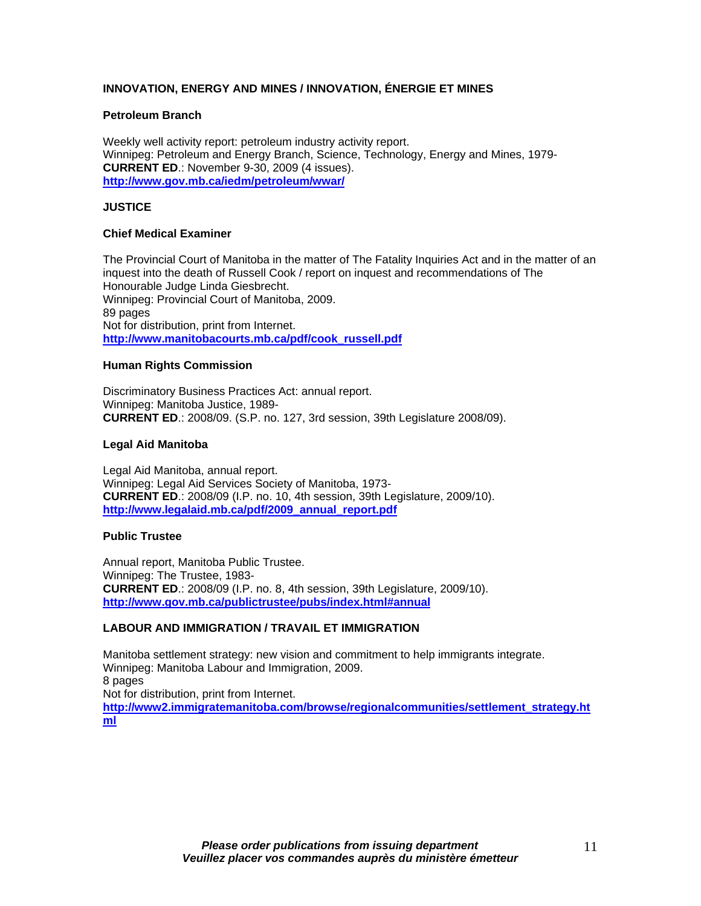## INNOVATION, ENERGY AND MINES / INNOVATION, ÉNERGIE ET MINES

### Petroleum Branch

Weekly well activity report: petroleum industry activity report.
Winnipeg: Petroleum and Energy Branch, Science, Technology, Energy and Mines, 1979-
**CURRENT ED**.: November 9-30, 2009 (4 issues).
**http://www.gov.mb.ca/iedm/petroleum/wwar/**

## JUSTICE

### Chief Medical Examiner

The Provincial Court of Manitoba in the matter of The Fatality Inquiries Act and in the matter of an inquest into the death of Russell Cook / report on inquest and recommendations of The Honourable Judge Linda Giesbrecht.
Winnipeg: Provincial Court of Manitoba, 2009.
89 pages
Not for distribution, print from Internet.
**http://www.manitobacourts.mb.ca/pdf/cook_russell.pdf**

### Human Rights Commission

Discriminatory Business Practices Act: annual report.
Winnipeg: Manitoba Justice, 1989-
**CURRENT ED**.: 2008/09. (S.P. no. 127, 3rd session, 39th Legislature 2008/09).

### Legal Aid Manitoba

Legal Aid Manitoba, annual report.
Winnipeg: Legal Aid Services Society of Manitoba, 1973-
**CURRENT ED**.: 2008/09 (I.P. no. 10, 4th session, 39th Legislature, 2009/10).
**http://www.legalaid.mb.ca/pdf/2009_annual_report.pdf**

### Public Trustee

Annual report, Manitoba Public Trustee.
Winnipeg: The Trustee, 1983-
**CURRENT ED**.: 2008/09 (I.P. no. 8, 4th session, 39th Legislature, 2009/10).
**http://www.gov.mb.ca/publictrustee/pubs/index.html#annual**

## LABOUR AND IMMIGRATION / TRAVAIL ET IMMIGRATION

Manitoba settlement strategy: new vision and commitment to help immigrants integrate.
Winnipeg: Manitoba Labour and Immigration, 2009.
8 pages
Not for distribution, print from Internet.
**http://www2.immigratemanitoba.com/browse/regionalcommunities/settlement_strategy.html**

***Please order publications from issuing department***
***Veuillez placer vos commandes auprès du ministère émetteur***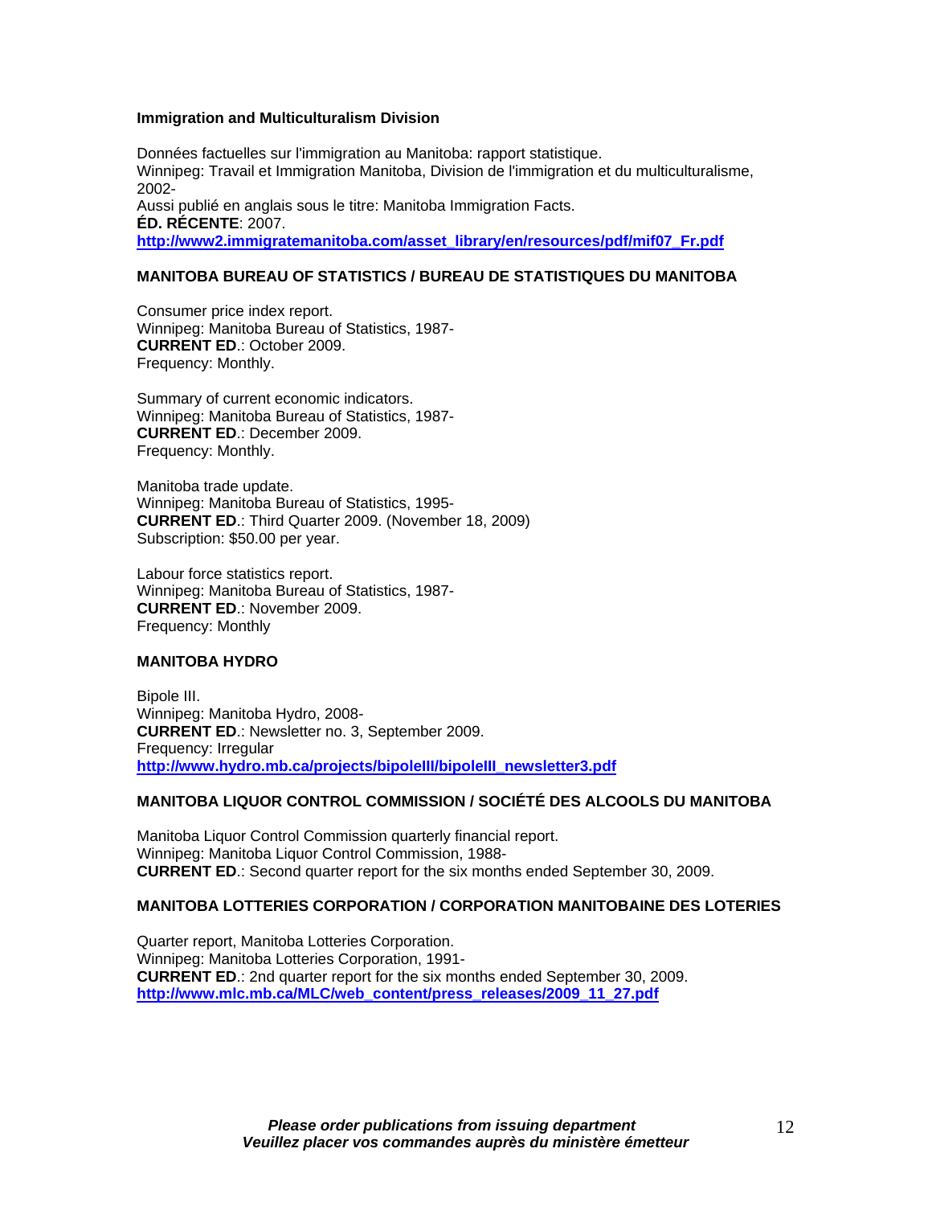**Immigration and Multiculturalism Division**

Données factuelles sur l'immigration au Manitoba: rapport statistique.
Winnipeg: Travail et Immigration Manitoba, Division de l'immigration et du multiculturalisme, 2002-
Aussi publié en anglais sous le titre: Manitoba Immigration Facts.
**ÉD. RÉCENTE**: 2007.
http://www2.immigratemanitoba.com/asset_library/en/resources/pdf/mif07_Fr.pdf

**MANITOBA BUREAU OF STATISTICS / BUREAU DE STATISTIQUES DU MANITOBA**

Consumer price index report.
Winnipeg: Manitoba Bureau of Statistics, 1987-
**CURRENT ED**.: October 2009.
Frequency: Monthly.

Summary of current economic indicators.
Winnipeg: Manitoba Bureau of Statistics, 1987-
**CURRENT ED**.: December 2009.
Frequency: Monthly.

Manitoba trade update.
Winnipeg: Manitoba Bureau of Statistics, 1995-
**CURRENT ED**.: Third Quarter 2009. (November 18, 2009)
Subscription: $50.00 per year.

Labour force statistics report.
Winnipeg: Manitoba Bureau of Statistics, 1987-
**CURRENT ED**.: November 2009.
Frequency: Monthly

**MANITOBA HYDRO**

Bipole III.
Winnipeg: Manitoba Hydro, 2008-
**CURRENT ED**.: Newsletter no. 3, September 2009.
Frequency: Irregular
http://www.hydro.mb.ca/projects/bipoleIII/bipoleIII_newsletter3.pdf

**MANITOBA LIQUOR CONTROL COMMISSION / SOCIÉTÉ DES ALCOOLS DU MANITOBA**

Manitoba Liquor Control Commission quarterly financial report.
Winnipeg: Manitoba Liquor Control Commission, 1988-
**CURRENT ED**.: Second quarter report for the six months ended September 30, 2009.

**MANITOBA LOTTERIES CORPORATION / CORPORATION MANITOBAINE DES LOTERIES**

Quarter report, Manitoba Lotteries Corporation.
Winnipeg: Manitoba Lotteries Corporation, 1991-
**CURRENT ED**.: 2nd quarter report for the six months ended September 30, 2009.
http://www.mlc.mb.ca/MLC/web_content/press_releases/2009_11_27.pdf

***Please order publications from issuing department***
***Veuillez placer vos commandes auprès du ministère émetteur***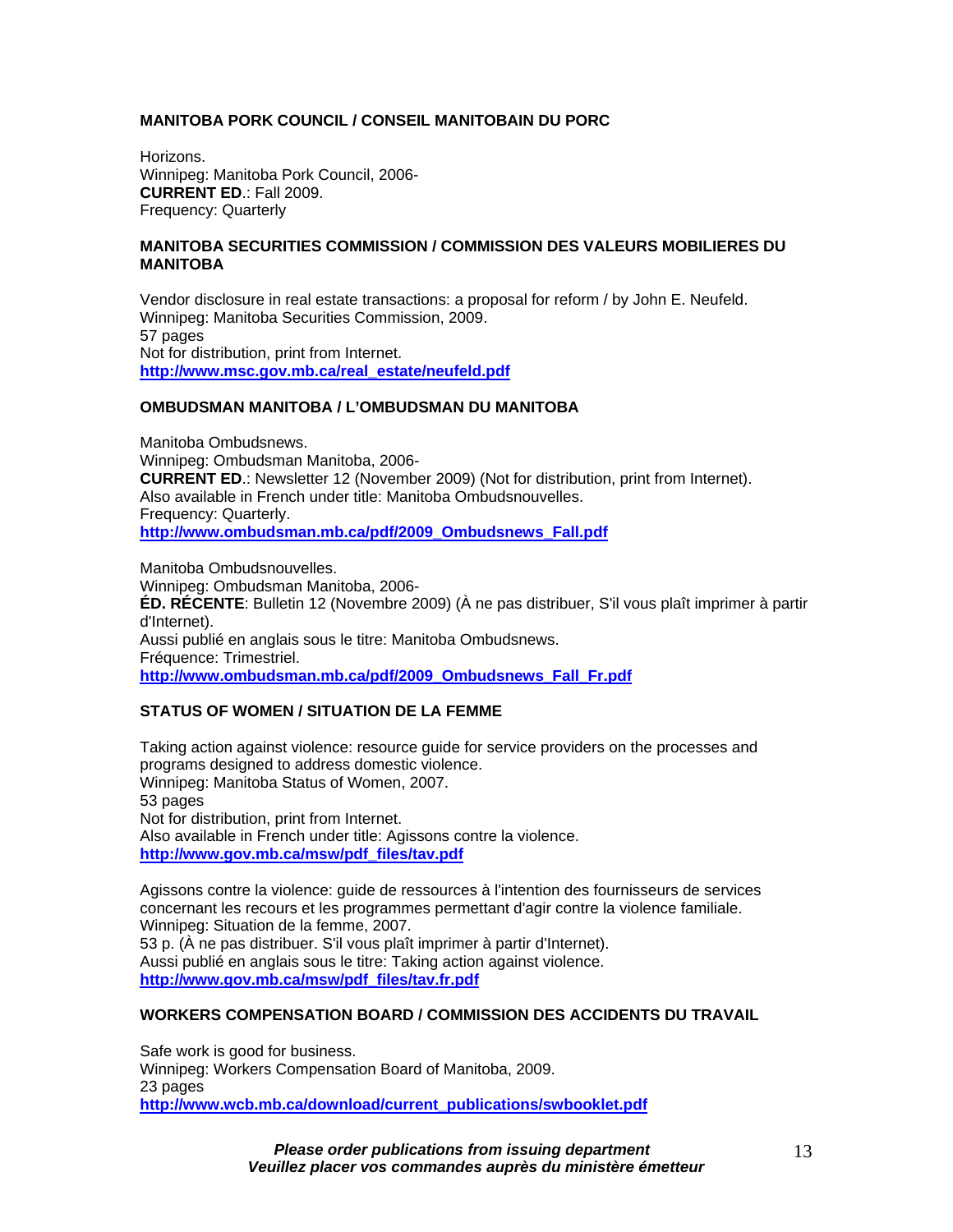**MANITOBA PORK COUNCIL / CONSEIL MANITOBAIN DU PORC**

Horizons.
Winnipeg: Manitoba Pork Council, 2006-
**CURRENT ED**.: Fall 2009.
Frequency: Quarterly

**MANITOBA SECURITIES COMMISSION / COMMISSION DES VALEURS MOBILIERES DU MANITOBA**

Vendor disclosure in real estate transactions: a proposal for reform / by John E. Neufeld.
Winnipeg: Manitoba Securities Commission, 2009.
57 pages
Not for distribution, print from Internet.
http://www.msc.gov.mb.ca/real_estate/neufeld.pdf

**OMBUDSMAN MANITOBA / L'OMBUDSMAN DU MANITOBA**

Manitoba Ombudsnews.
Winnipeg: Ombudsman Manitoba, 2006-
**CURRENT ED**.: Newsletter 12 (November 2009) (Not for distribution, print from Internet).
Also available in French under title: Manitoba Ombudsnouvelles.
Frequency: Quarterly.
http://www.ombudsman.mb.ca/pdf/2009_Ombudsnews_Fall.pdf

Manitoba Ombudsnouvelles.
Winnipeg: Ombudsman Manitoba, 2006-
**ÉD. RÉCENTE**: Bulletin 12 (Novembre 2009) (À ne pas distribuer, S'il vous plaît imprimer à partir d'Internet).
Aussi publié en anglais sous le titre: Manitoba Ombudsnews.
Fréquence: Trimestriel.
http://www.ombudsman.mb.ca/pdf/2009_Ombudsnews_Fall_Fr.pdf

**STATUS OF WOMEN / SITUATION DE LA FEMME**

Taking action against violence: resource guide for service providers on the processes and programs designed to address domestic violence.
Winnipeg: Manitoba Status of Women, 2007.
53 pages
Not for distribution, print from Internet.
Also available in French under title: Agissons contre la violence.
http://www.gov.mb.ca/msw/pdf_files/tav.pdf

Agissons contre la violence: guide de ressources à l'intention des fournisseurs de services concernant les recours et les programmes permettant d'agir contre la violence familiale.
Winnipeg: Situation de la femme, 2007.
53 p. (À ne pas distribuer. S'il vous plaît imprimer à partir d'Internet).
Aussi publié en anglais sous le titre: Taking action against violence.
http://www.gov.mb.ca/msw/pdf_files/tav.fr.pdf

**WORKERS COMPENSATION BOARD / COMMISSION DES ACCIDENTS DU TRAVAIL**

Safe work is good for business.
Winnipeg: Workers Compensation Board of Manitoba, 2009.
23 pages
http://www.wcb.mb.ca/download/current_publications/swbooklet.pdf

***Please order publications from issuing department***
***Veuillez placer vos commandes auprès du ministère émetteur***